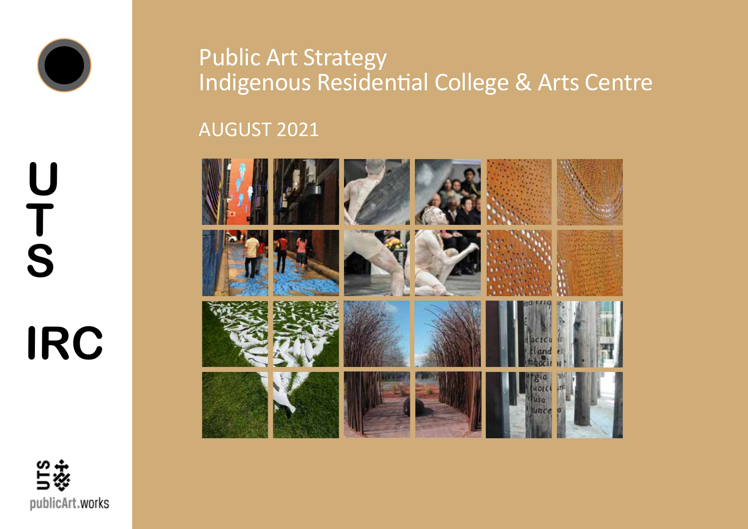UTS

IRC

# Public Art Strategy
# Indigenous Residential College & Arts Centre

AUGUST 2021

publicArt.works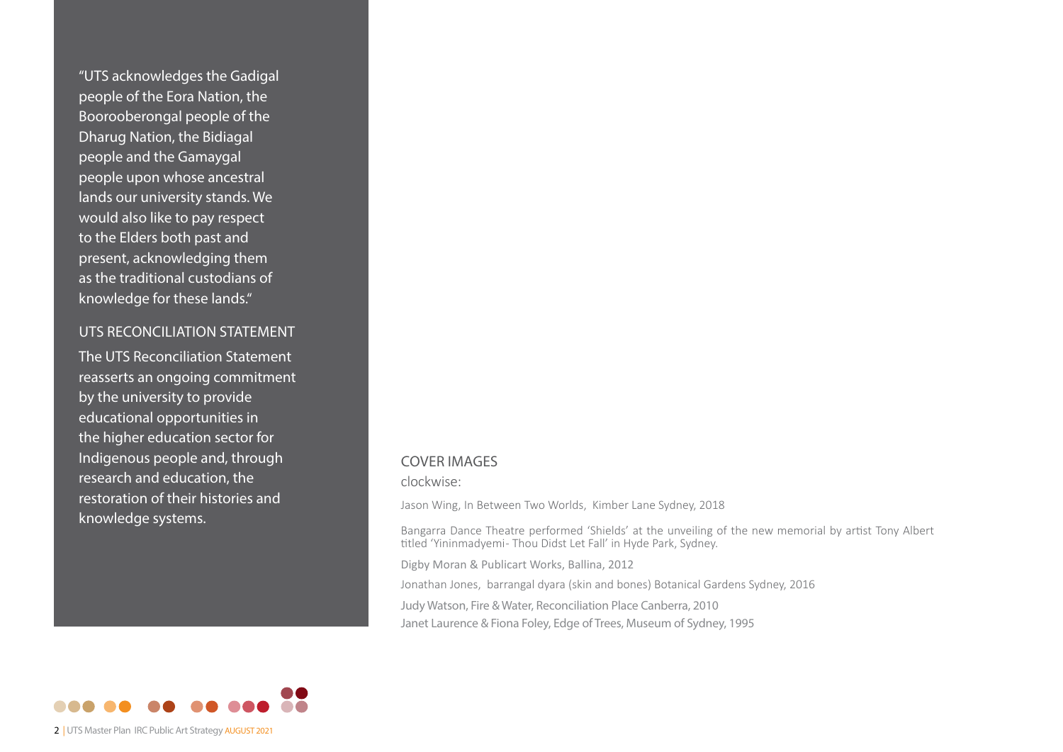"UTS acknowledges the Gadigal people of the Eora Nation, the Boorooberongal people of the Dharug Nation, the Bidiagal people and the Gamaygal people upon whose ancestral lands our university stands. We would also like to pay respect to the Elders both past and present, acknowledging them as the traditional custodians of knowledge for these lands."

## UTS RECONCILIATION STATEMENT

The UTS Reconciliation Statement reasserts an ongoing commitment by the university to provide educational opportunities in the higher education sector for Indigenous people and, through research and education, the restoration of their histories and knowledge systems.

## COVER IMAGES

clockwise:

Jason Wing, In Between Two Worlds, Kimber Lane Sydney, 2018

Bangarra Dance Theatre performed 'Shields' at the unveiling of the new memorial by artist Tony Albert titled 'Yininmadyemi- Thou Didst Let Fall' in Hyde Park, Sydney.

Digby Moran & Publicart Works, Ballina, 2012

Jonathan Jones, barrangal dyara (skin and bones) Botanical Gardens Sydney, 2016

Judy Watson, Fire & Water, Reconciliation Place Canberra, 2010

Janet Laurence & Fiona Foley, Edge of Trees, Museum of Sydney, 1995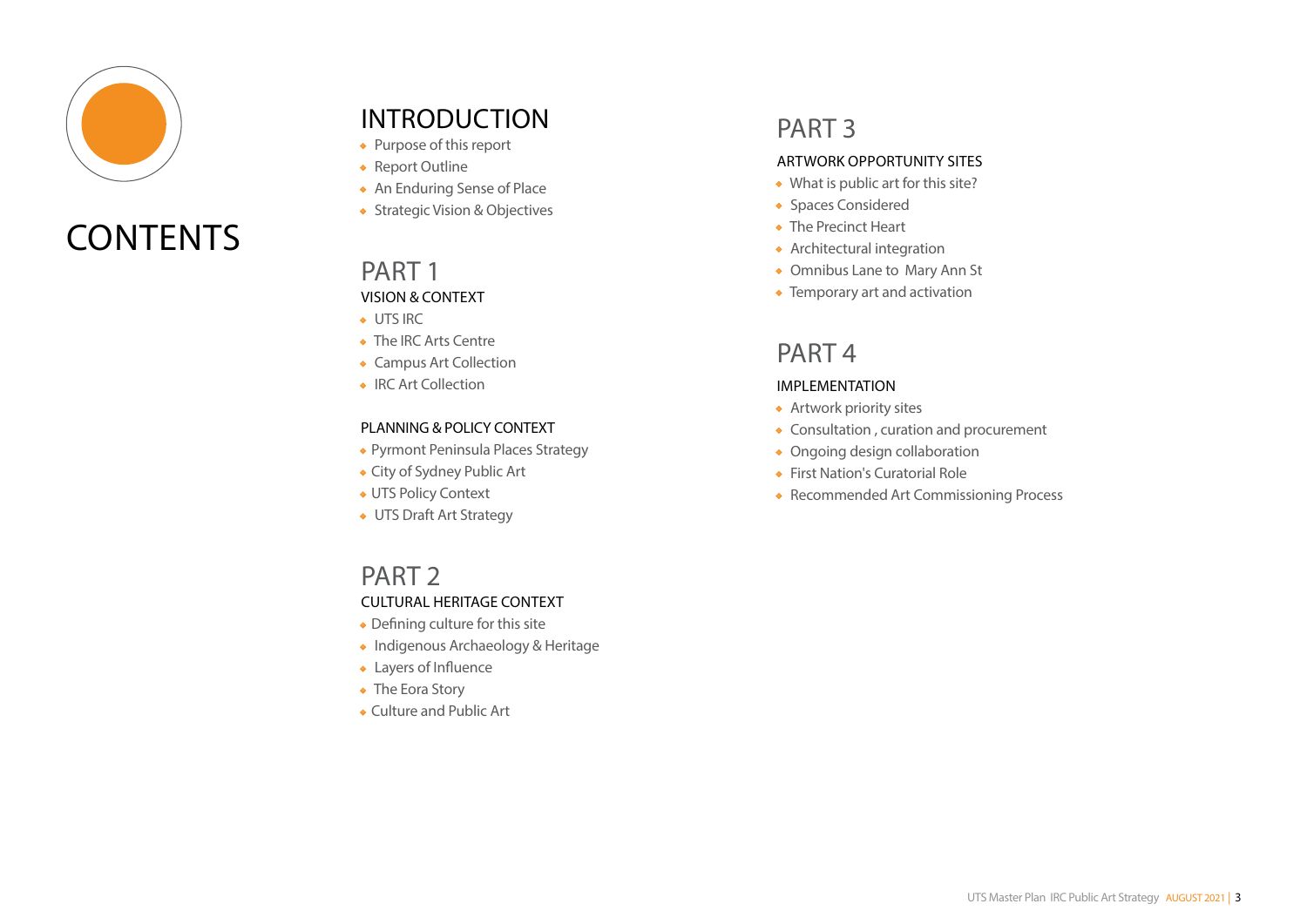# CONTENTS

## INTRODUCTION

- Purpose of this report
- Report Outline
- An Enduring Sense of Place
- Strategic Vision & Objectives

## PART 1

### VISION & CONTEXT

- UTS IRC
- The IRC Arts Centre
- Campus Art Collection
- IRC Art Collection

### PLANNING & POLICY CONTEXT

- Pyrmont Peninsula Places Strategy
- City of Sydney Public Art
- UTS Policy Context
- UTS Draft Art Strategy

## PART 2

### CULTURAL HERITAGE CONTEXT

- Defining culture for this site
- Indigenous Archaeology & Heritage
- Layers of Influence
- The Eora Story
- Culture and Public Art

## PART 3

### ARTWORK OPPORTUNITY SITES

- What is public art for this site?
- Spaces Considered
- The Precinct Heart
- Architectural integration
- Omnibus Lane to Mary Ann St
- Temporary art and activation

## PART 4

### IMPLEMENTATION

- Artwork priority sites
- Consultation , curation and procurement
- Ongoing design collaboration
- First Nation's Curatorial Role
- Recommended Art Commissioning Process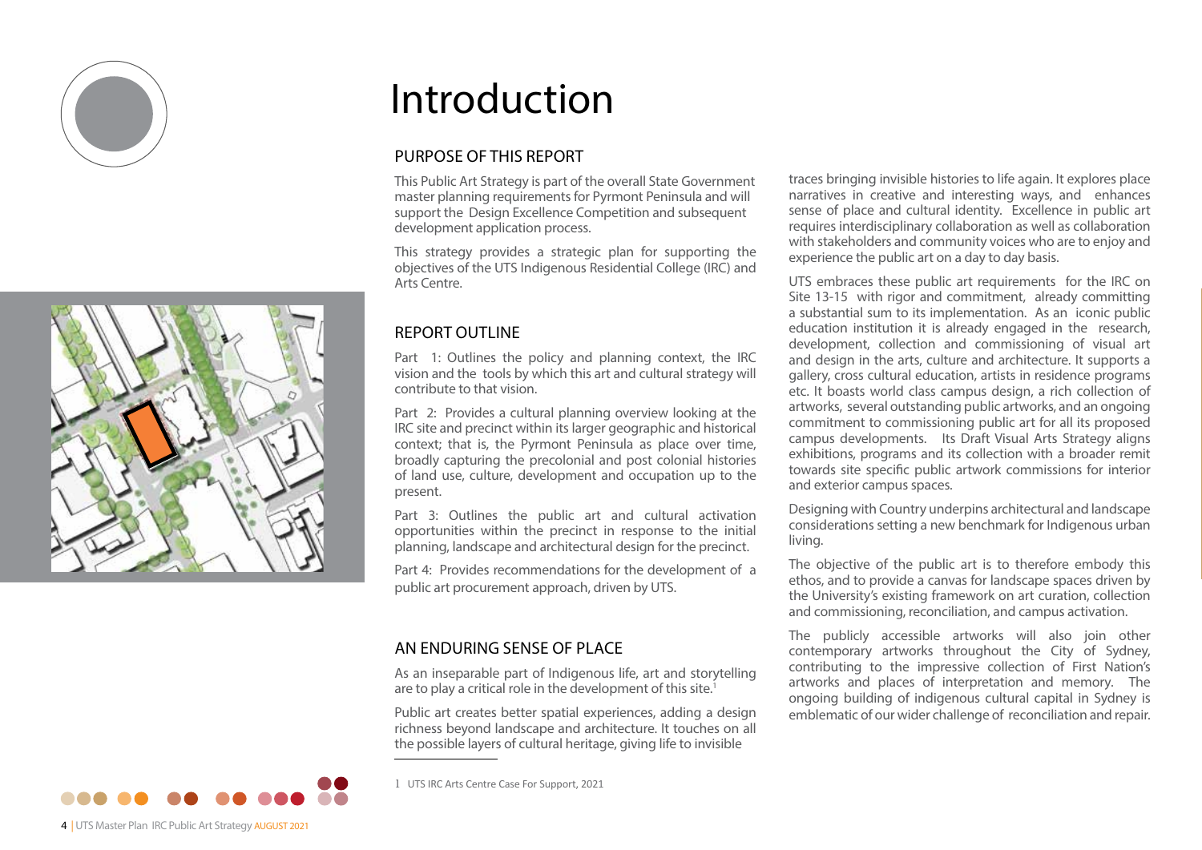# Introduction

## PURPOSE OF THIS REPORT

This Public Art Strategy is part of the overall State Government master planning requirements for Pyrmont Peninsula and will support the Design Excellence Competition and subsequent development application process.

This strategy provides a strategic plan for supporting the objectives of the UTS Indigenous Residential College (IRC) and Arts Centre.

## REPORT OUTLINE

Part 1: Outlines the policy and planning context, the IRC vision and the tools by which this art and cultural strategy will contribute to that vision.

Part 2: Provides a cultural planning overview looking at the IRC site and precinct within its larger geographic and historical context; that is, the Pyrmont Peninsula as place over time, broadly capturing the precolonial and post colonial histories of land use, culture, development and occupation up to the present.

Part 3: Outlines the public art and cultural activation opportunities within the precinct in response to the initial planning, landscape and architectural design for the precinct.

Part 4: Provides recommendations for the development of a public art procurement approach, driven by UTS.

## AN ENDURING SENSE OF PLACE

As an inseparable part of Indigenous life, art and storytelling are to play a critical role in the development of this site.[1]

Public art creates better spatial experiences, adding a design richness beyond landscape and architecture. It touches on all the possible layers of cultural heritage, giving life to invisible traces bringing invisible histories to life again. It explores place narratives in creative and interesting ways, and enhances sense of place and cultural identity. Excellence in public art requires interdisciplinary collaboration as well as collaboration with stakeholders and community voices who are to enjoy and experience the public art on a day to day basis.

UTS embraces these public art requirements for the IRC on Site 13-15 with rigor and commitment, already committing a substantial sum to its implementation. As an iconic public education institution it is already engaged in the research, development, collection and commissioning of visual art and design in the arts, culture and architecture. It supports a gallery, cross cultural education, artists in residence programs etc. It boasts world class campus design, a rich collection of artworks, several outstanding public artworks, and an ongoing commitment to commissioning public art for all its proposed campus developments. Its Draft Visual Arts Strategy aligns exhibitions, programs and its collection with a broader remit towards site specific public artwork commissions for interior and exterior campus spaces.

Designing with Country underpins architectural and landscape considerations setting a new benchmark for Indigenous urban living.

The objective of the public art is to therefore embody this ethos, and to provide a canvas for landscape spaces driven by the University's existing framework on art curation, collection and commissioning, reconciliation, and campus activation.

The publicly accessible artworks will also join other contemporary artworks throughout the City of Sydney, contributing to the impressive collection of First Nation's artworks and places of interpretation and memory. The ongoing building of indigenous cultural capital in Sydney is emblematic of our wider challenge of reconciliation and repair.

1 UTS IRC Arts Centre Case For Support, 2021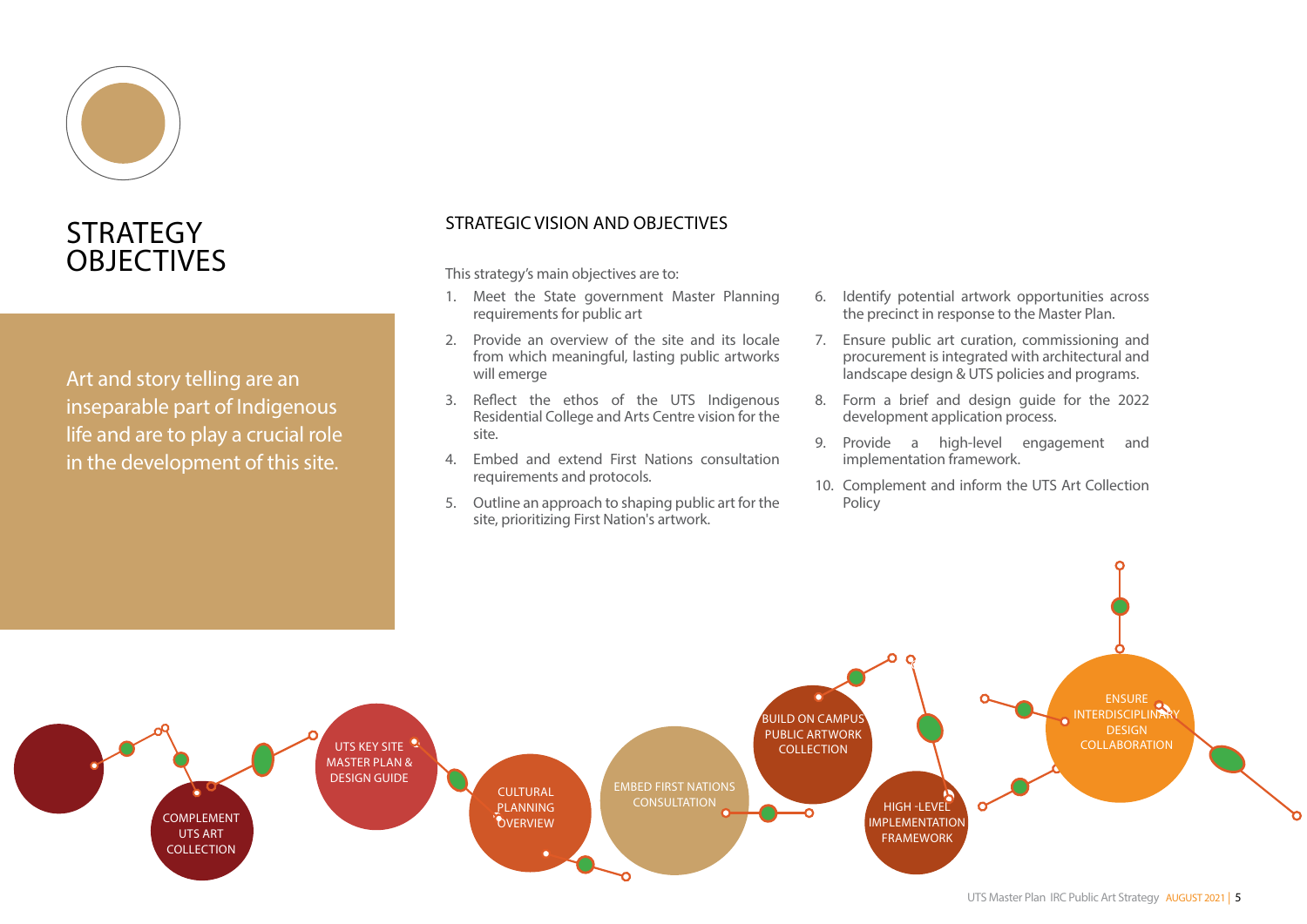# STRATEGY OBJECTIVES

Art and story telling are an inseparable part of Indigenous life and are to play a crucial role in the development of this site.

## STRATEGIC VISION AND OBJECTIVES

This strategy's main objectives are to:

1. Meet the State government Master Planning requirements for public art
2. Provide an overview of the site and its locale from which meaningful, lasting public artworks will emerge
3. Reflect the ethos of the UTS Indigenous Residential College and Arts Centre vision for the site.
4. Embed and extend First Nations consultation requirements and protocols.
5. Outline an approach to shaping public art for the site, prioritizing First Nation's artwork.
6. Identify potential artwork opportunities across the precinct in response to the Master Plan.
7. Ensure public art curation, commissioning and procurement is integrated with architectural and landscape design & UTS policies and programs.
8. Form a brief and design guide for the 2022 development application process.
9. Provide a high-level engagement and implementation framework.
10. Complement and inform the UTS Art Collection Policy

COMPLEMENT UTS ART COLLECTION

UTS KEY SITE MASTER PLAN & DESIGN GUIDE

CULTURAL PLANNING OVERVIEW

EMBED FIRST NATIONS CONSULTATION

BUILD ON CAMPUS PUBLIC ARTWORK COLLECTION

HIGH -LEVEL IMPLEMENTATION FRAMEWORK

ENSURE INTERDISCIPLINARY DESIGN COLLABORATION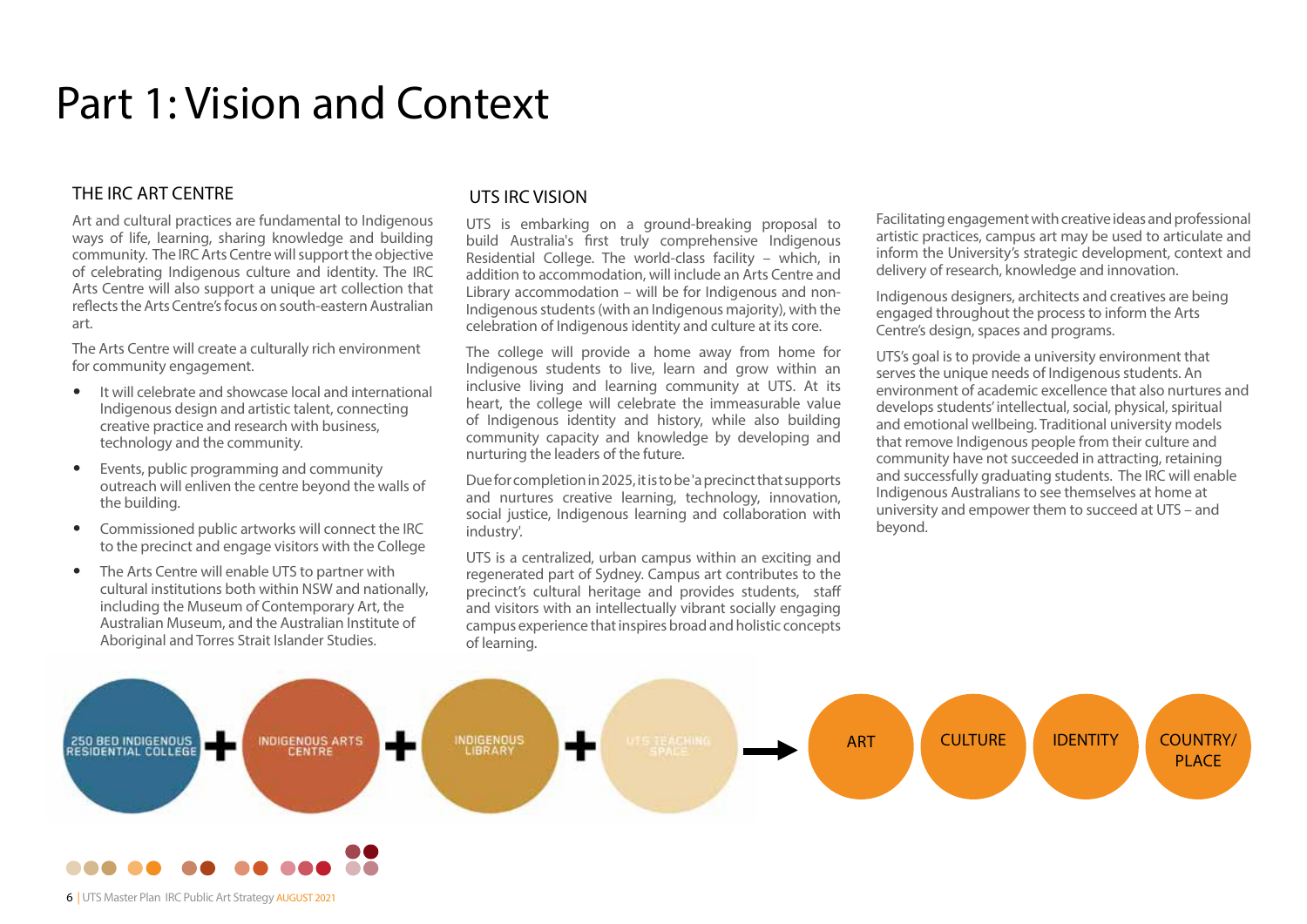# Part 1: Vision and Context

## THE IRC ART CENTRE

Art and cultural practices are fundamental to Indigenous ways of life, learning, sharing knowledge and building community. The IRC Arts Centre will support the objective of celebrating Indigenous culture and identity. The IRC Arts Centre will also support a unique art collection that reflects the Arts Centre's focus on south-eastern Australian art.

The Arts Centre will create a culturally rich environment for community engagement.

- It will celebrate and showcase local and international Indigenous design and artistic talent, connecting creative practice and research with business, technology and the community.
- Events, public programming and community outreach will enliven the centre beyond the walls of the building.
- Commissioned public artworks will connect the IRC to the precinct and engage visitors with the College
- The Arts Centre will enable UTS to partner with cultural institutions both within NSW and nationally, including the Museum of Contemporary Art, the Australian Museum, and the Australian Institute of Aboriginal and Torres Strait Islander Studies.

## UTS IRC VISION

UTS is embarking on a ground-breaking proposal to build Australia's first truly comprehensive Indigenous Residential College. The world-class facility – which, in addition to accommodation, will include an Arts Centre and Library accommodation – will be for Indigenous and non-Indigenous students (with an Indigenous majority), with the celebration of Indigenous identity and culture at its core.

The college will provide a home away from home for Indigenous students to live, learn and grow within an inclusive living and learning community at UTS. At its heart, the college will celebrate the immeasurable value of Indigenous identity and history, while also building community capacity and knowledge by developing and nurturing the leaders of the future.

Due for completion in 2025, it is to be 'a precinct that supports and nurtures creative learning, technology, innovation, social justice, Indigenous learning and collaboration with industry'.

UTS is a centralized, urban campus within an exciting and regenerated part of Sydney. Campus art contributes to the precinct's cultural heritage and provides students, staff and visitors with an intellectually vibrant socially engaging campus experience that inspires broad and holistic concepts of learning.

Facilitating engagement with creative ideas and professional artistic practices, campus art may be used to articulate and inform the University's strategic development, context and delivery of research, knowledge and innovation.

Indigenous designers, architects and creatives are being engaged throughout the process to inform the Arts Centre's design, spaces and programs.

UTS's goal is to provide a university environment that serves the unique needs of Indigenous students. An environment of academic excellence that also nurtures and develops students' intellectual, social, physical, spiritual and emotional wellbeing. Traditional university models that remove Indigenous people from their culture and community have not succeeded in attracting, retaining and successfully graduating students. The IRC will enable Indigenous Australians to see themselves at home at university and empower them to succeed at UTS – and beyond.

250 BED INDIGENOUS RESIDENTIAL COLLEGE + INDIGENOUS ARTS CENTRE + INDIGENOUS LIBRARY + UTS TEACHING SPACE → ART | CULTURE | IDENTITY | COUNTRY/ PLACE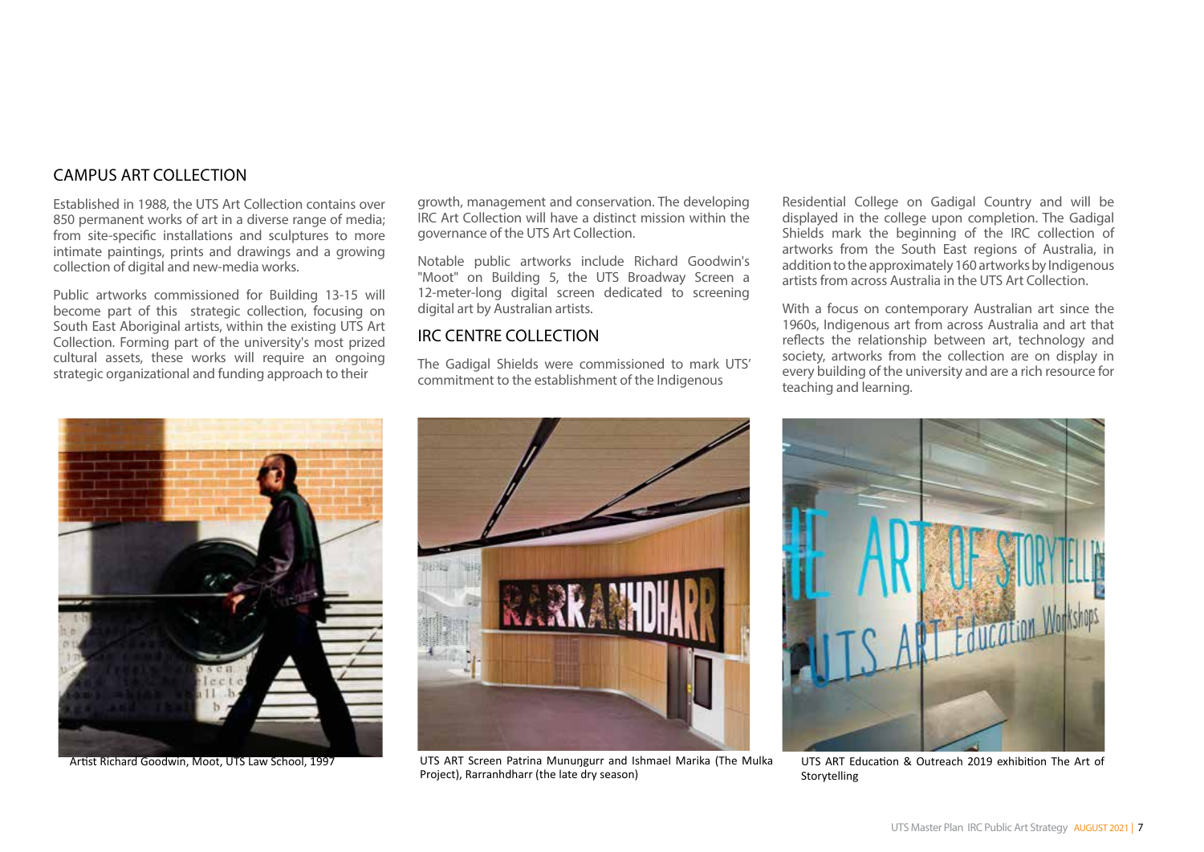## CAMPUS ART COLLECTION

Established in 1988, the UTS Art Collection contains over 850 permanent works of art in a diverse range of media; from site-specific installations and sculptures to more intimate paintings, prints and drawings and a growing collection of digital and new-media works.

Public artworks commissioned for Building 13-15 will become part of this strategic collection, focusing on South East Aboriginal artists, within the existing UTS Art Collection. Forming part of the university's most prized cultural assets, these works will require an ongoing strategic organizational and funding approach to their growth, management and conservation. The developing IRC Art Collection will have a distinct mission within the governance of the UTS Art Collection.

Notable public artworks include Richard Goodwin's "Moot" on Building 5, the UTS Broadway Screen a 12-meter-long digital screen dedicated to screening digital art by Australian artists.

## IRC CENTRE COLLECTION

The Gadigal Shields were commissioned to mark UTS' commitment to the establishment of the Indigenous Residential College on Gadigal Country and will be displayed in the college upon completion. The Gadigal Shields mark the beginning of the IRC collection of artworks from the South East regions of Australia, in addition to the approximately 160 artworks by Indigenous artists from across Australia in the UTS Art Collection.

With a focus on contemporary Australian art since the 1960s, Indigenous art from across Australia and art that reflects the relationship between art, technology and society, artworks from the collection are on display in every building of the university and are a rich resource for teaching and learning.

Artist Richard Goodwin, Moot, UTS Law School, 1997

UTS ART Screen Patrina Munuŋgurr and Ishmael Marika (The Mulka Project), Rarranhdharr (the late dry season)

UTS ART Education & Outreach 2019 exhibition The Art of Storytelling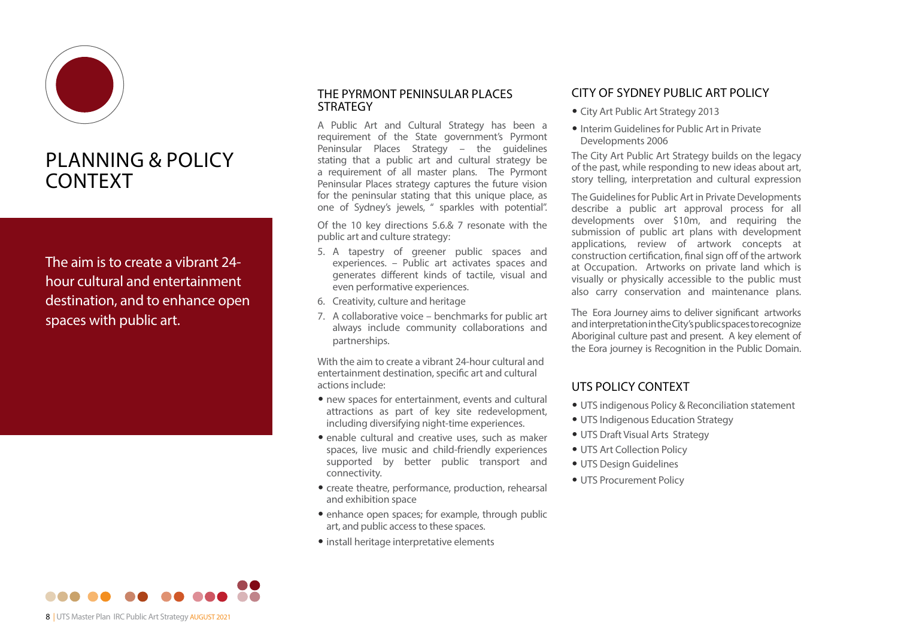# PLANNING & POLICY CONTEXT

The aim is to create a vibrant 24-hour cultural and entertainment destination, and to enhance open spaces with public art.

## THE PYRMONT PENINSULAR PLACES STRATEGY

A Public Art and Cultural Strategy has been a requirement of the State government's Pyrmont Peninsular Places Strategy – the guidelines stating that a public art and cultural strategy be a requirement of all master plans. The Pyrmont Peninsular Places strategy captures the future vision for the peninsular stating that this unique place, as one of Sydney's jewels, " sparkles with potential".

Of the 10 key directions 5.6.& 7 resonate with the public art and culture strategy:

5. A tapestry of greener public spaces and experiences. – Public art activates spaces and generates different kinds of tactile, visual and even performative experiences.
6. Creativity, culture and heritage
7. A collaborative voice – benchmarks for public art always include community collaborations and partnerships.

With the aim to create a vibrant 24-hour cultural and entertainment destination, specific art and cultural actions include:

- new spaces for entertainment, events and cultural attractions as part of key site redevelopment, including diversifying night-time experiences.
- enable cultural and creative uses, such as maker spaces, live music and child-friendly experiences supported by better public transport and connectivity.
- create theatre, performance, production, rehearsal and exhibition space
- enhance open spaces; for example, through public art, and public access to these spaces.
- install heritage interpretative elements

## CITY OF SYDNEY PUBLIC ART POLICY

- City Art Public Art Strategy 2013
- Interim Guidelines for Public Art in Private Developments 2006

The City Art Public Art Strategy builds on the legacy of the past, while responding to new ideas about art, story telling, interpretation and cultural expression

The Guidelines for Public Art in Private Developments describe a public art approval process for all developments over $10m, and requiring the submission of public art plans with development applications, review of artwork concepts at construction certification, final sign off of the artwork at Occupation. Artworks on private land which is visually or physically accessible to the public must also carry conservation and maintenance plans.

The Eora Journey aims to deliver significant artworks and interpretation in the City's public spaces to recognize Aboriginal culture past and present. A key element of the Eora journey is Recognition in the Public Domain.

## UTS POLICY CONTEXT

- UTS indigenous Policy & Reconciliation statement
- UTS Indigenous Education Strategy
- UTS Draft Visual Arts Strategy
- UTS Art Collection Policy
- UTS Design Guidelines
- UTS Procurement Policy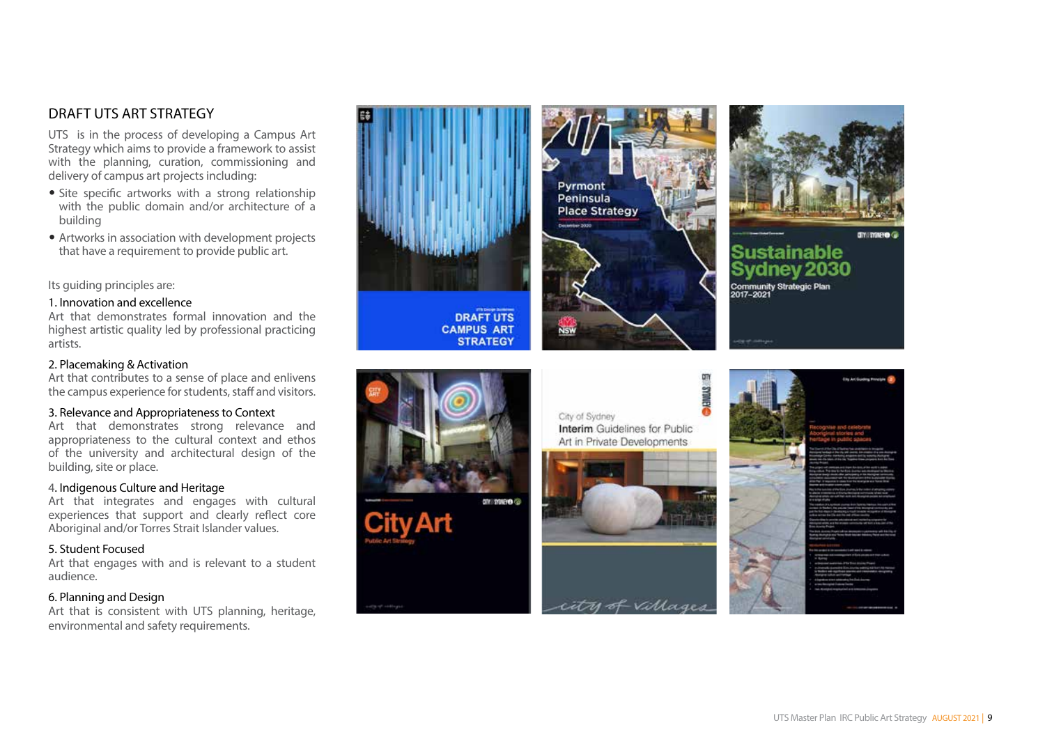## DRAFT UTS ART STRATEGY

UTS is in the process of developing a Campus Art Strategy which aims to provide a framework to assist with the planning, curation, commissioning and delivery of campus art projects including:

- Site specific artworks with a strong relationship with the public domain and/or architecture of a building
- Artworks in association with development projects that have a requirement to provide public art.

Its guiding principles are:

1. Innovation and excellence
Art that demonstrates formal innovation and the highest artistic quality led by professional practicing artists.

2. Placemaking & Activation
Art that contributes to a sense of place and enlivens the campus experience for students, staff and visitors.

3. Relevance and Appropriateness to Context
Art that demonstrates strong relevance and appropriateness to the cultural context and ethos of the university and architectural design of the building, site or place.

4. Indigenous Culture and Heritage
Art that integrates and engages with cultural experiences that support and clearly reflect core Aboriginal and/or Torres Strait Islander values.

5. Student Focused
Art that engages with and is relevant to a student audience.

6. Planning and Design
Art that is consistent with UTS planning, heritage, environmental and safety requirements.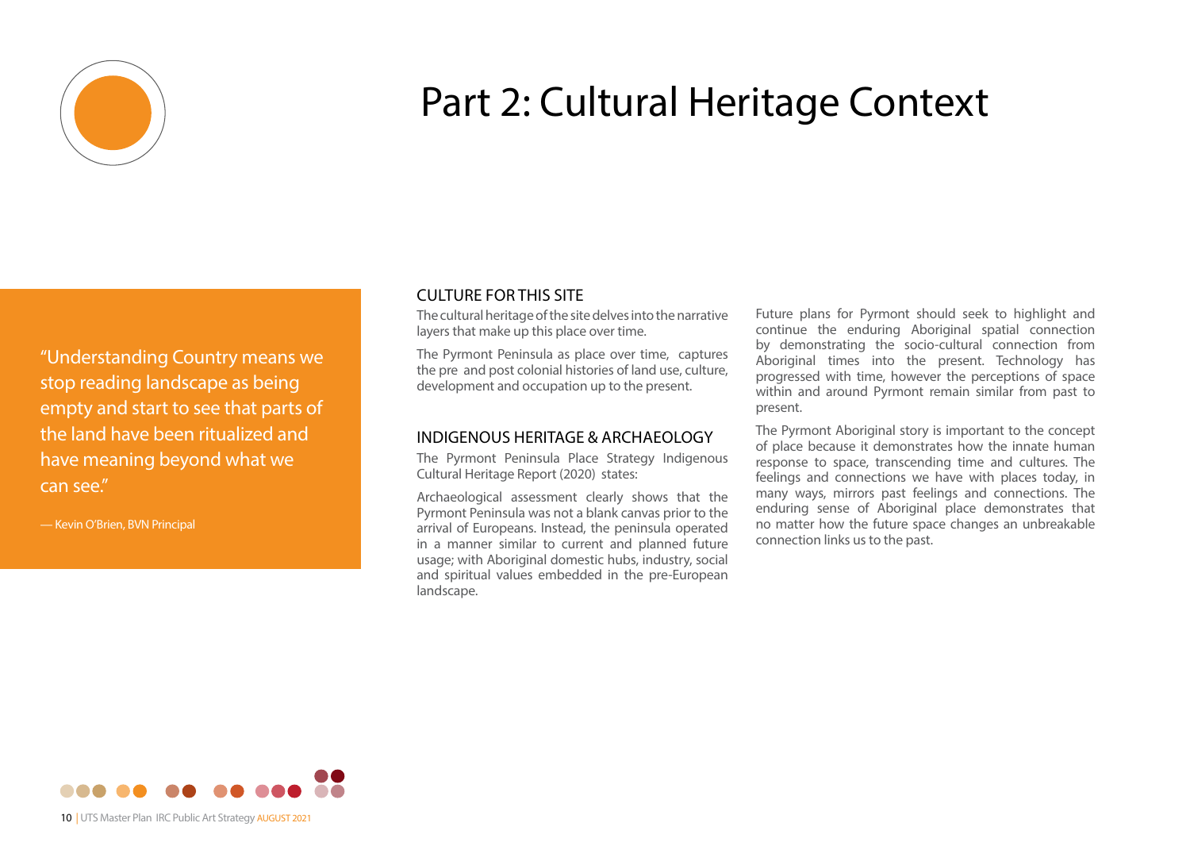# Part 2: Cultural Heritage Context

> "Understanding Country means we stop reading landscape as being empty and start to see that parts of the land have been ritualized and have meaning beyond what we can see."
>
> — Kevin O'Brien, BVN Principal

## CULTURE FOR THIS SITE

The cultural heritage of the site delves into the narrative layers that make up this place over time.

The Pyrmont Peninsula as place over time, captures the pre and post colonial histories of land use, culture, development and occupation up to the present.

## INDIGENOUS HERITAGE & ARCHAEOLOGY

The Pyrmont Peninsula Place Strategy Indigenous Cultural Heritage Report (2020) states:

Archaeological assessment clearly shows that the Pyrmont Peninsula was not a blank canvas prior to the arrival of Europeans. Instead, the peninsula operated in a manner similar to current and planned future usage; with Aboriginal domestic hubs, industry, social and spiritual values embedded in the pre-European landscape.

Future plans for Pyrmont should seek to highlight and continue the enduring Aboriginal spatial connection by demonstrating the socio-cultural connection from Aboriginal times into the present. Technology has progressed with time, however the perceptions of space within and around Pyrmont remain similar from past to present.

The Pyrmont Aboriginal story is important to the concept of place because it demonstrates how the innate human response to space, transcending time and cultures. The feelings and connections we have with places today, in many ways, mirrors past feelings and connections. The enduring sense of Aboriginal place demonstrates that no matter how the future space changes an unbreakable connection links us to the past.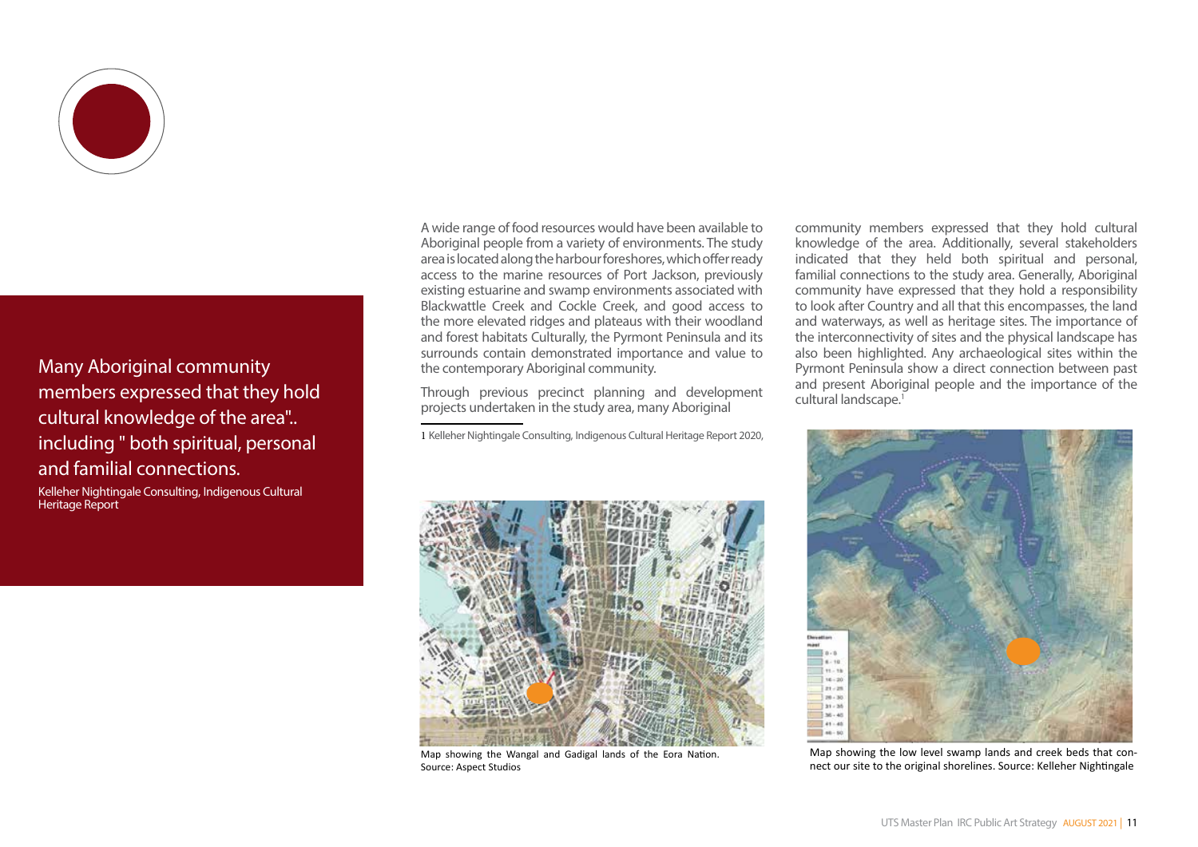Many Aboriginal community members expressed that they hold cultural knowledge of the area".. including " both spiritual, personal and familial connections.

Kelleher Nightingale Consulting, Indigenous Cultural Heritage Report

A wide range of food resources would have been available to Aboriginal people from a variety of environments. The study area is located along the harbour foreshores, which offer ready access to the marine resources of Port Jackson, previously existing estuarine and swamp environments associated with Blackwattle Creek and Cockle Creek, and good access to the more elevated ridges and plateaus with their woodland and forest habitats Culturally, the Pyrmont Peninsula and its surrounds contain demonstrated importance and value to the contemporary Aboriginal community.

Through previous precinct planning and development projects undertaken in the study area, many Aboriginal community members expressed that they hold cultural knowledge of the area. Additionally, several stakeholders indicated that they held both spiritual and personal, familial connections to the study area. Generally, Aboriginal community have expressed that they hold a responsibility to look after Country and all that this encompasses, the land and waterways, as well as heritage sites. The importance of the interconnectivity of sites and the physical landscape has also been highlighted. Any archaeological sites within the Pyrmont Peninsula show a direct connection between past and present Aboriginal people and the importance of the cultural landscape.[1]

1 Kelleher Nightingale Consulting, Indigenous Cultural Heritage Report 2020,

Map showing the Wangal and Gadigal lands of the Eora Nation. Source: Aspect Studios

Map showing the low level swamp lands and creek beds that connect our site to the original shorelines. Source: Kelleher Nightingale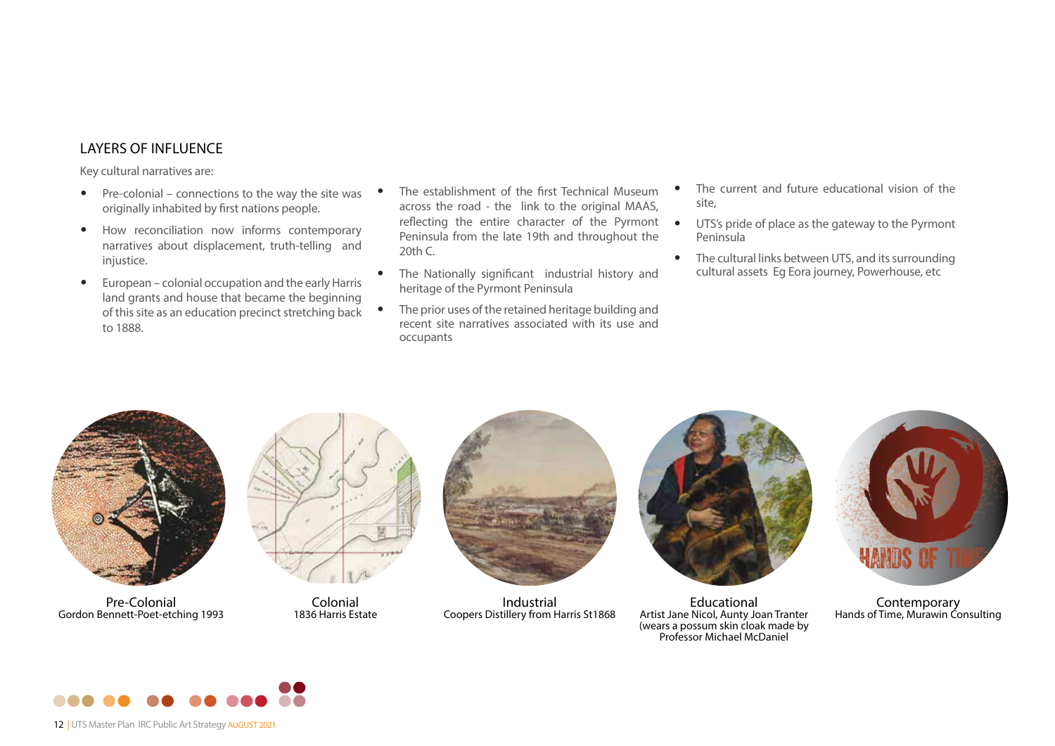## LAYERS OF INFLUENCE

Key cultural narratives are:

- Pre-colonial – connections to the way the site was originally inhabited by first nations people.
- How reconciliation now informs contemporary narratives about displacement, truth-telling and injustice.
- European – colonial occupation and the early Harris land grants and house that became the beginning of this site as an education precinct stretching back to 1888.
- The establishment of the first Technical Museum across the road - the link to the original MAAS, reflecting the entire character of the Pyrmont Peninsula from the late 19th and throughout the 20th C.
- The Nationally significant industrial history and heritage of the Pyrmont Peninsula
- The prior uses of the retained heritage building and recent site narratives associated with its use and occupants
- The current and future educational vision of the site,
- UTS's pride of place as the gateway to the Pyrmont Peninsula
- The cultural links between UTS, and its surrounding cultural assets Eg Eora journey, Powerhouse, etc

Pre-Colonial
Gordon Bennett-Poet-etching 1993

Colonial
1836 Harris Estate

Industrial
Coopers Distillery from Harris St1868

Educational
Artist Jane Nicol, Aunty Joan Tranter (wears a possum skin cloak made by Professor Michael McDaniel

Contemporary
Hands of Time, Murawin Consulting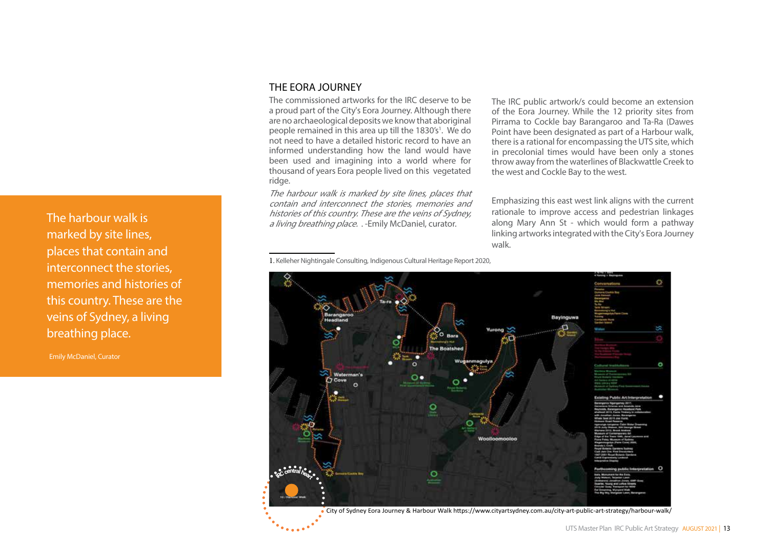The harbour walk is marked by site lines, places that contain and interconnect the stories, memories and histories of this country. These are the veins of Sydney, a living breathing place.

Emily McDaniel, Curator

## THE EORA JOURNEY

The commissioned artworks for the IRC deserve to be a proud part of the City's Eora Journey. Although there are no archaeological deposits we know that aboriginal people remained in this area up till the 1830's[1]. We do not need to have a detailed historic record to have an informed understanding how the land would have been used and imagining into a world where for thousand of years Eora people lived on this vegetated ridge.

*The harbour walk is marked by site lines, places that contain and interconnect the stories, memories and histories of this country. These are the veins of Sydney, a living breathing place.* . -Emily McDaniel, curator.

The IRC public artwork/s could become an extension of the Eora Journey. While the 12 priority sites from Pirrama to Cockle bay Barangaroo and Ta-Ra (Dawes Point have been designated as part of a Harbour walk, there is a rational for encompassing the UTS site, which in precolonial times would have been only a stones throw away from the waterlines of Blackwattle Creek to the west and Cockle Bay to the west.

Emphasizing this east west link aligns with the current rationale to improve access and pedestrian linkages along Mary Ann St - which would form a pathway linking artworks integrated with the City's Eora Journey walk.

1. Kelleher Nightingale Consulting, Indigenous Cultural Heritage Report 2020,

City of Sydney Eora Journey & Harbour Walk https://www.cityartsydney.com.au/city-art-public-art-strategy/harbour-walk/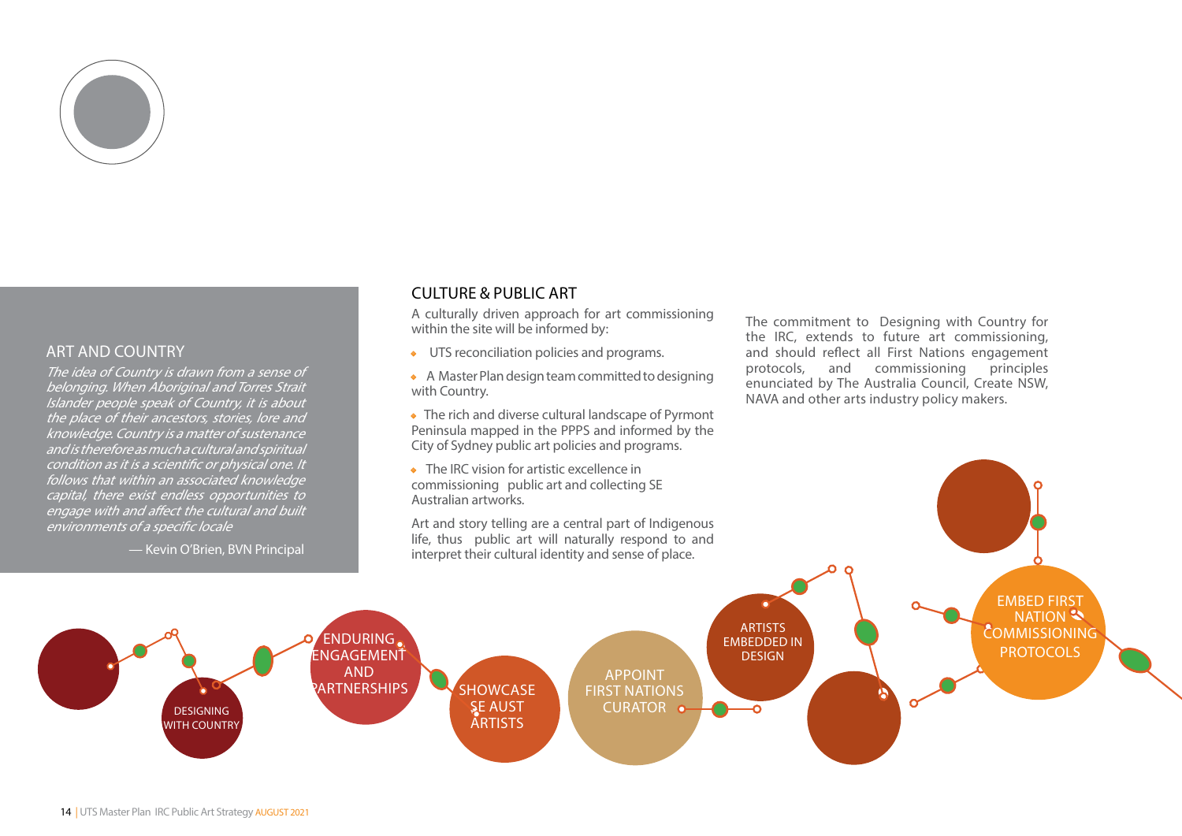## ART AND COUNTRY

*The idea of Country is drawn from a sense of belonging. When Aboriginal and Torres Strait Islander people speak of Country, it is about the place of their ancestors, stories, lore and knowledge. Country is a matter of sustenance and is therefore as much a cultural and spiritual condition as it is a scientific or physical one. It follows that within an associated knowledge capital, there exist endless opportunities to engage with and affect the cultural and built environments of a specific locale*

— Kevin O'Brien, BVN Principal

## CULTURE & PUBLIC ART

A culturally driven approach for art commissioning within the site will be informed by:

- UTS reconciliation policies and programs.
- A Master Plan design team committed to designing with Country.
- The rich and diverse cultural landscape of Pyrmont Peninsula mapped in the PPPS and informed by the City of Sydney public art policies and programs.
- The IRC vision for artistic excellence in commissioning public art and collecting SE Australian artworks.

Art and story telling are a central part of Indigenous life, thus public art will naturally respond to and interpret their cultural identity and sense of place.

The commitment to Designing with Country for the IRC, extends to future art commissioning, and should reflect all First Nations engagement protocols, and commissioning principles enunciated by The Australia Council, Create NSW, NAVA and other arts industry policy makers.

DESIGNING WITH COUNTRY

ENDURING ENGAGEMENT AND PARTNERSHIPS

SHOWCASE SE AUST ARTISTS

APPOINT FIRST NATIONS CURATOR

ARTISTS EMBEDDED IN DESIGN

EMBED FIRST NATION COMMISSIONING PROTOCOLS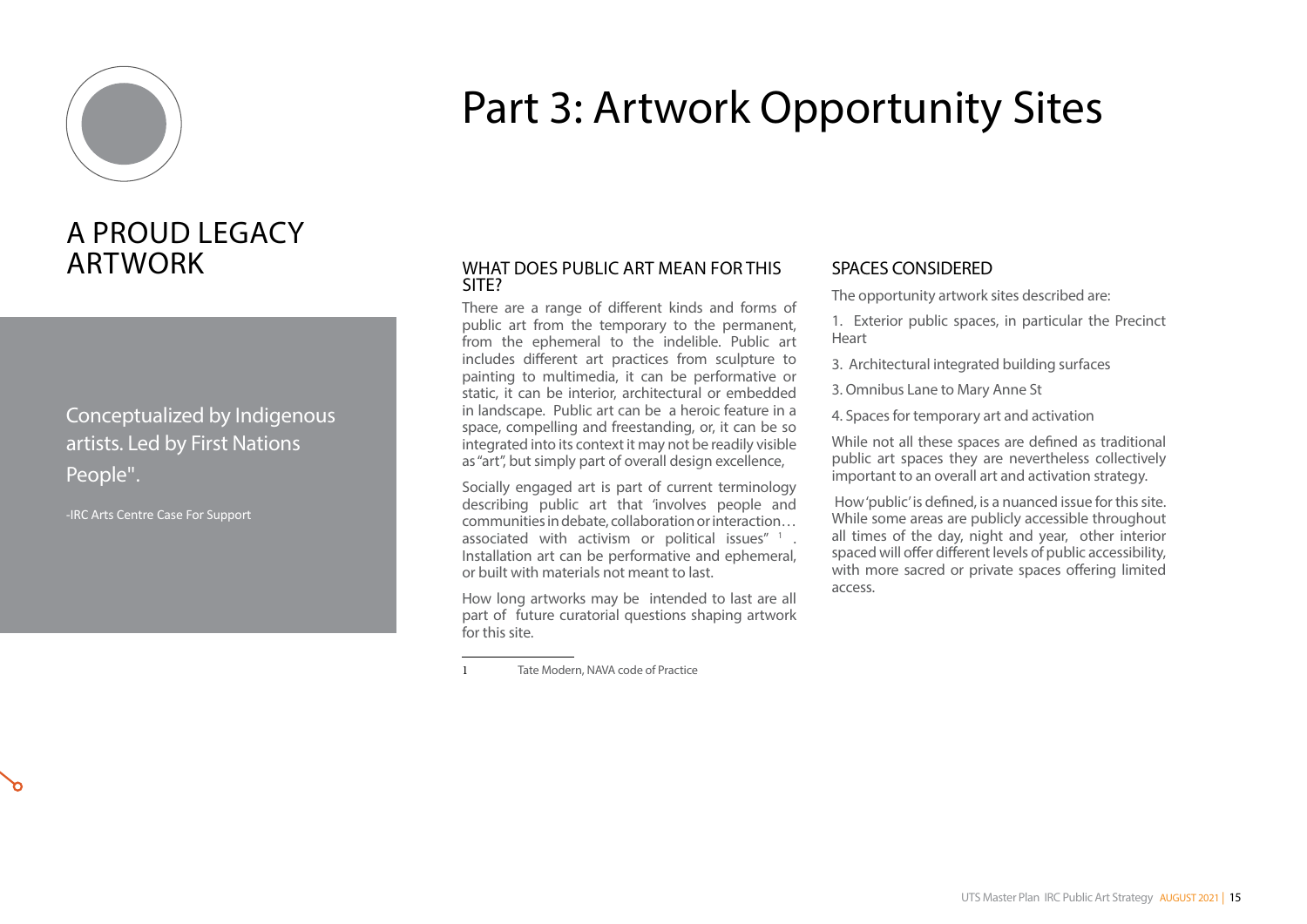# Part 3: Artwork Opportunity Sites

## A PROUD LEGACY ARTWORK

Conceptualized by Indigenous artists. Led by First Nations People".

-IRC Arts Centre Case For Support

### WHAT DOES PUBLIC ART MEAN FOR THIS SITE?

There are a range of different kinds and forms of public art from the temporary to the permanent, from the ephemeral to the indelible. Public art includes different art practices from sculpture to painting to multimedia, it can be performative or static, it can be interior, architectural or embedded in landscape. Public art can be a heroic feature in a space, compelling and freestanding, or, it can be so integrated into its context it may not be readily visible as "art", but simply part of overall design excellence,

Socially engaged art is part of current terminology describing public art that 'involves people and communities in debate, collaboration or interaction… associated with activism or political issues" [1]. Installation art can be performative and ephemeral, or built with materials not meant to last.

How long artworks may be intended to last are all part of future curatorial questions shaping artwork for this site.

1 Tate Modern, NAVA code of Practice

### SPACES CONSIDERED

The opportunity artwork sites described are:

1. Exterior public spaces, in particular the Precinct Heart

3. Architectural integrated building surfaces

3. Omnibus Lane to Mary Anne St

4. Spaces for temporary art and activation

While not all these spaces are defined as traditional public art spaces they are nevertheless collectively important to an overall art and activation strategy.

How 'public' is defined, is a nuanced issue for this site. While some areas are publicly accessible throughout all times of the day, night and year, other interior spaced will offer different levels of public accessibility, with more sacred or private spaces offering limited access.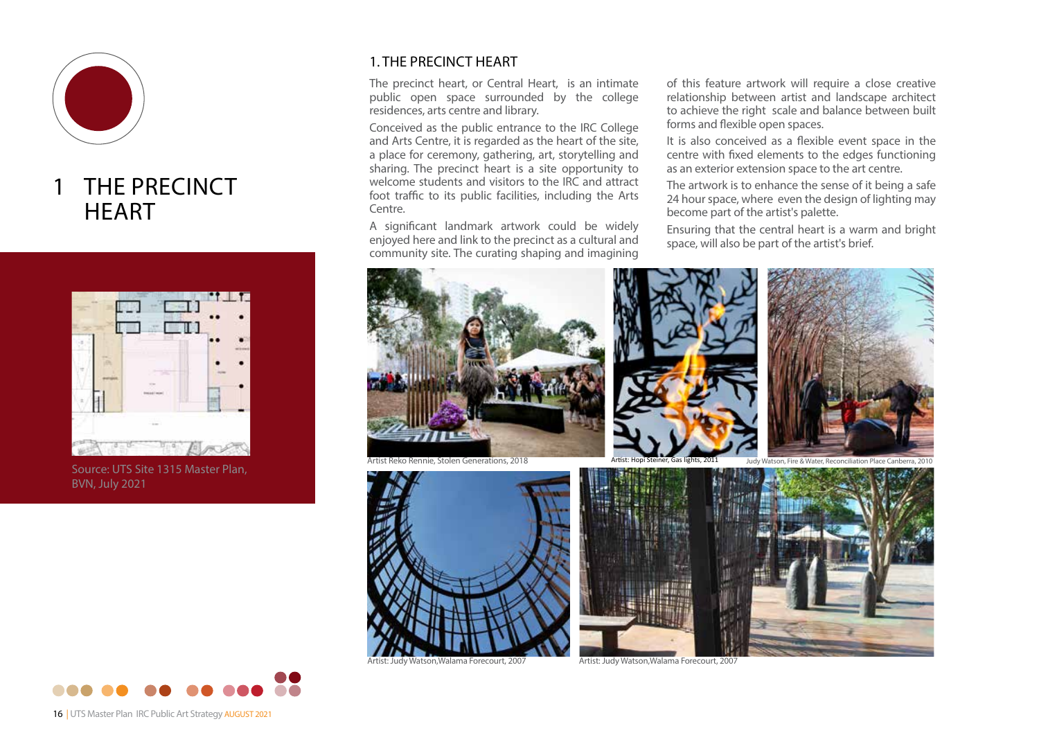# 1 THE PRECINCT HEART

Source: UTS Site 1315 Master Plan, BVN, July 2021

## 1. THE PRECINCT HEART

The precinct heart, or Central Heart, is an intimate public open space surrounded by the college residences, arts centre and library.

Conceived as the public entrance to the IRC College and Arts Centre, it is regarded as the heart of the site, a place for ceremony, gathering, art, storytelling and sharing. The precinct heart is a site opportunity to welcome students and visitors to the IRC and attract foot traffic to its public facilities, including the Arts Centre.

A significant landmark artwork could be widely enjoyed here and link to the precinct as a cultural and community site. The curating shaping and imagining of this feature artwork will require a close creative relationship between artist and landscape architect to achieve the right scale and balance between built forms and flexible open spaces.

It is also conceived as a flexible event space in the centre with fixed elements to the edges functioning as an exterior extension space to the art centre.

The artwork is to enhance the sense of it being a safe 24 hour space, where even the design of lighting may become part of the artist's palette.

Ensuring that the central heart is a warm and bright space, will also be part of the artist's brief.

Artist Reko Rennie, Stolen Generations, 2018

Artist: Hopi Steiner, Gas lights, 2011

Judy Watson, Fire & Water, Reconciliation Place Canberra, 2010

Artist: Judy Watson,Walama Forecourt, 2007

Artist: Judy Watson,Walama Forecourt, 2007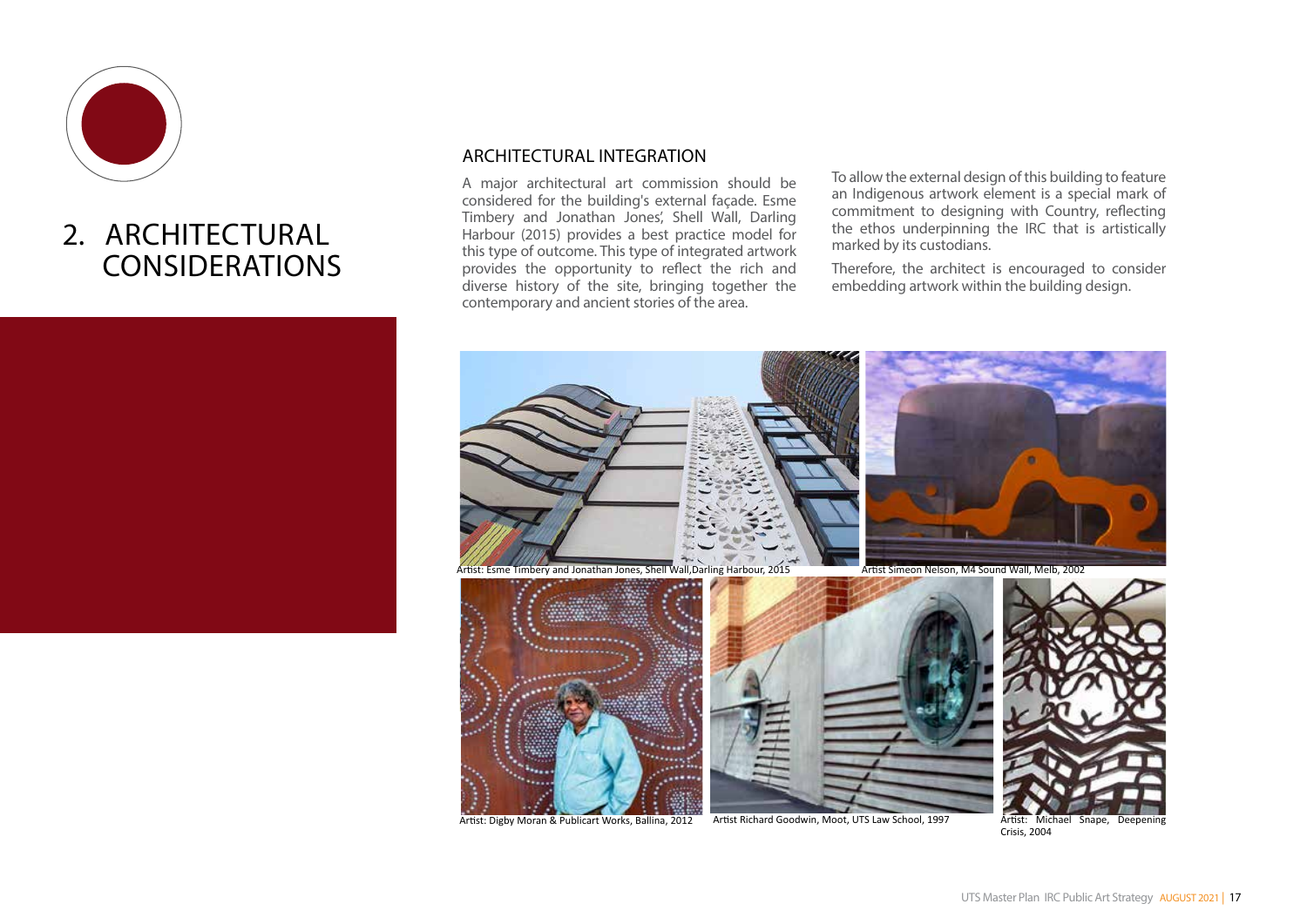# 2. ARCHITECTURAL CONSIDERATIONS

## ARCHITECTURAL INTEGRATION

A major architectural art commission should be considered for the building's external façade. Esme Timbery and Jonathan Jones', Shell Wall, Darling Harbour (2015) provides a best practice model for this type of outcome. This type of integrated artwork provides the opportunity to reflect the rich and diverse history of the site, bringing together the contemporary and ancient stories of the area.

To allow the external design of this building to feature an Indigenous artwork element is a special mark of commitment to designing with Country, reflecting the ethos underpinning the IRC that is artistically marked by its custodians.

Therefore, the architect is encouraged to consider embedding artwork within the building design.

Artist: Esme Timbery and Jonathan Jones, Shell Wall, Darling Harbour, 2015

Artist Simeon Nelson, M4 Sound Wall, Melb, 2002

Artist: Digby Moran & Publicart Works, Ballina, 2012

Artist Richard Goodwin, Moot, UTS Law School, 1997

Artist: Michael Snape, Deepening Crisis, 2004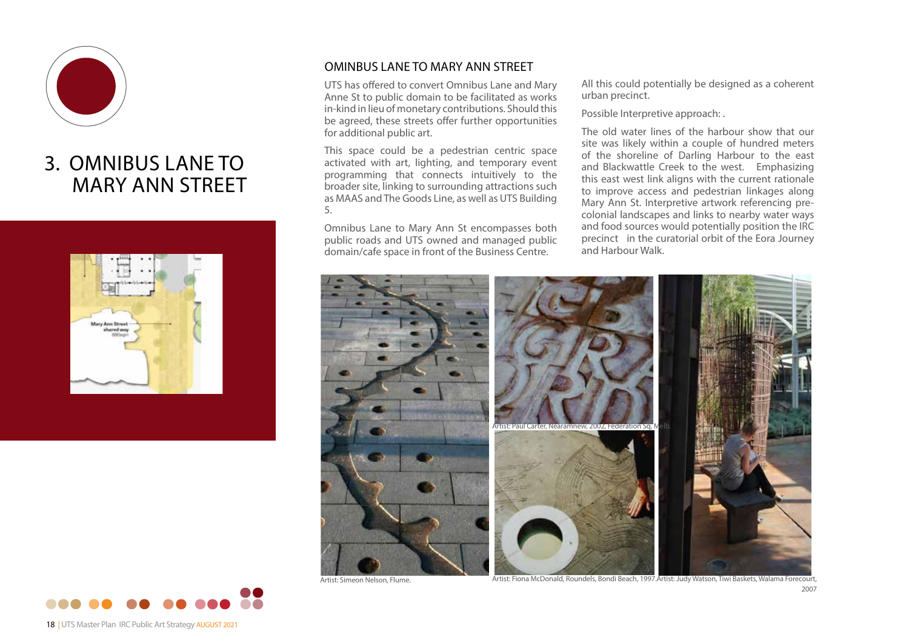# 3. OMNIBUS LANE TO MARY ANN STREET

## OMINBUS LANE TO MARY ANN STREET

UTS has offered to convert Omnibus Lane and Mary Anne St to public domain to be facilitated as works in-kind in lieu of monetary contributions. Should this be agreed, these streets offer further opportunities for additional public art.

This space could be a pedestrian centric space activated with art, lighting, and temporary event programming that connects intuitively to the broader site, linking to surrounding attractions such as MAAS and The Goods Line, as well as UTS Building 5.

Omnibus Lane to Mary Ann St encompasses both public roads and UTS owned and managed public domain/cafe space in front of the Business Centre.

All this could potentially be designed as a coherent urban precinct.

Possible Interpretive approach: .

The old water lines of the harbour show that our site was likely within a couple of hundred meters of the shoreline of Darling Harbour to the east and Blackwattle Creek to the west. Emphasizing this east west link aligns with the current rationale to improve access and pedestrian linkages along Mary Ann St. Interpretive artwork referencing pre-colonial landscapes and links to nearby water ways and food sources would potentially position the IRC precinct in the curatorial orbit of the Eora Journey and Harbour Walk.

Artist: Paul Carter, Nearamnew, 2002, Federation Sq, Melb.

Artist: Simeon Nelson, Flume.

Artist: Fiona McDonald, Roundels, Bondi Beach, 1997.

Artist: Judy Watson, Tiwi Baskets, Walama Forecourt, 2007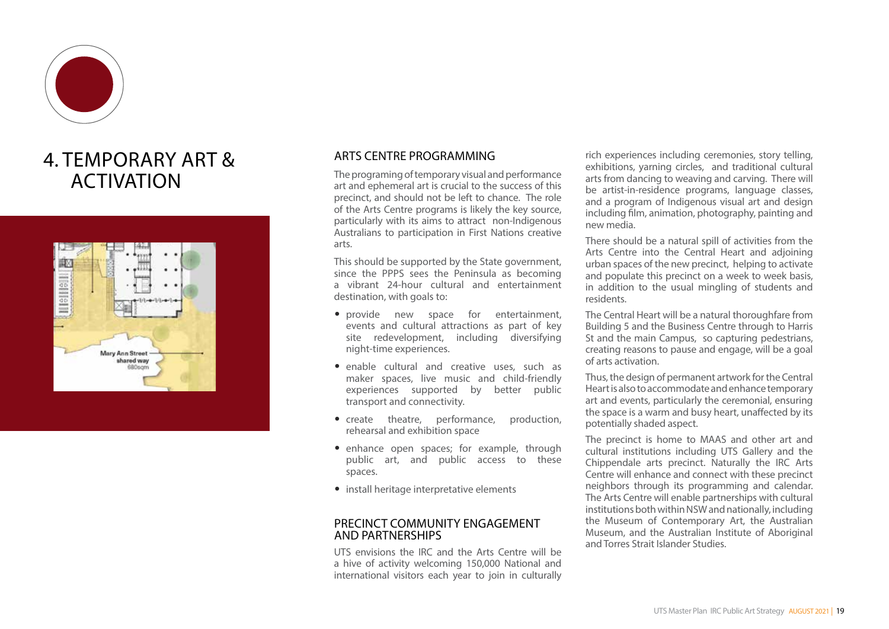# 4. TEMPORARY ART & ACTIVATION

Mary Ann Street shared way 680sqm

## ARTS CENTRE PROGRAMMING

The programing of temporary visual and performance art and ephemeral art is crucial to the success of this precinct, and should not be left to chance. The role of the Arts Centre programs is likely the key source, particularly with its aims to attract non-Indigenous Australians to participation in First Nations creative arts.

This should be supported by the State government, since the PPPS sees the Peninsula as becoming a vibrant 24-hour cultural and entertainment destination, with goals to:

- provide new space for entertainment, events and cultural attractions as part of key site redevelopment, including diversifying night-time experiences.
- enable cultural and creative uses, such as maker spaces, live music and child-friendly experiences supported by better public transport and connectivity.
- create theatre, performance, production, rehearsal and exhibition space
- enhance open spaces; for example, through public art, and public access to these spaces.
- install heritage interpretative elements

## PRECINCT COMMUNITY ENGAGEMENT AND PARTNERSHIPS

UTS envisions the IRC and the Arts Centre will be a hive of activity welcoming 150,000 National and international visitors each year to join in culturally rich experiences including ceremonies, story telling, exhibitions, yarning circles, and traditional cultural arts from dancing to weaving and carving. There will be artist-in-residence programs, language classes, and a program of Indigenous visual art and design including film, animation, photography, painting and new media.

There should be a natural spill of activities from the Arts Centre into the Central Heart and adjoining urban spaces of the new precinct, helping to activate and populate this precinct on a week to week basis, in addition to the usual mingling of students and residents.

The Central Heart will be a natural thoroughfare from Building 5 and the Business Centre through to Harris St and the main Campus, so capturing pedestrians, creating reasons to pause and engage, will be a goal of arts activation.

Thus, the design of permanent artwork for the Central Heart is also to accommodate and enhance temporary art and events, particularly the ceremonial, ensuring the space is a warm and busy heart, unaffected by its potentially shaded aspect.

The precinct is home to MAAS and other art and cultural institutions including UTS Gallery and the Chippendale arts precinct. Naturally the IRC Arts Centre will enhance and connect with these precinct neighbors through its programming and calendar. The Arts Centre will enable partnerships with cultural institutions both within NSW and nationally, including the Museum of Contemporary Art, the Australian Museum, and the Australian Institute of Aboriginal and Torres Strait Islander Studies.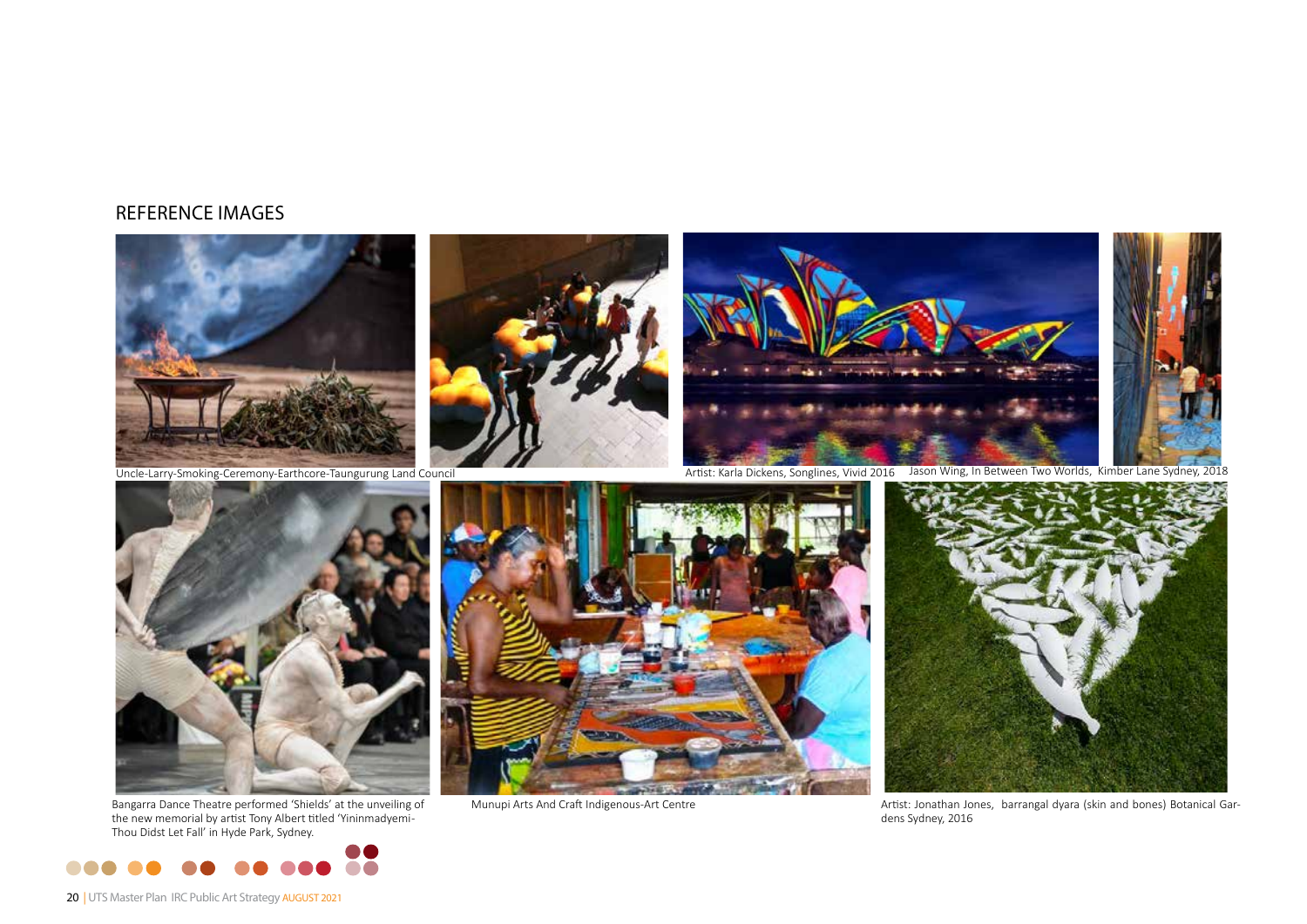## REFERENCE IMAGES

Uncle-Larry-Smoking-Ceremony-Earthcore-Taungurung Land Council

Artist: Karla Dickens, Songlines, Vivid 2016

Jason Wing, In Between Two Worlds, Kimber Lane Sydney, 2018

Bangarra Dance Theatre performed 'Shields' at the unveiling of the new memorial by artist Tony Albert titled 'Yininmadyemi-Thou Didst Let Fall' in Hyde Park, Sydney.

Munupi Arts And Craft Indigenous-Art Centre

Artist: Jonathan Jones, barrangal dyara (skin and bones) Botanical Gardens Sydney, 2016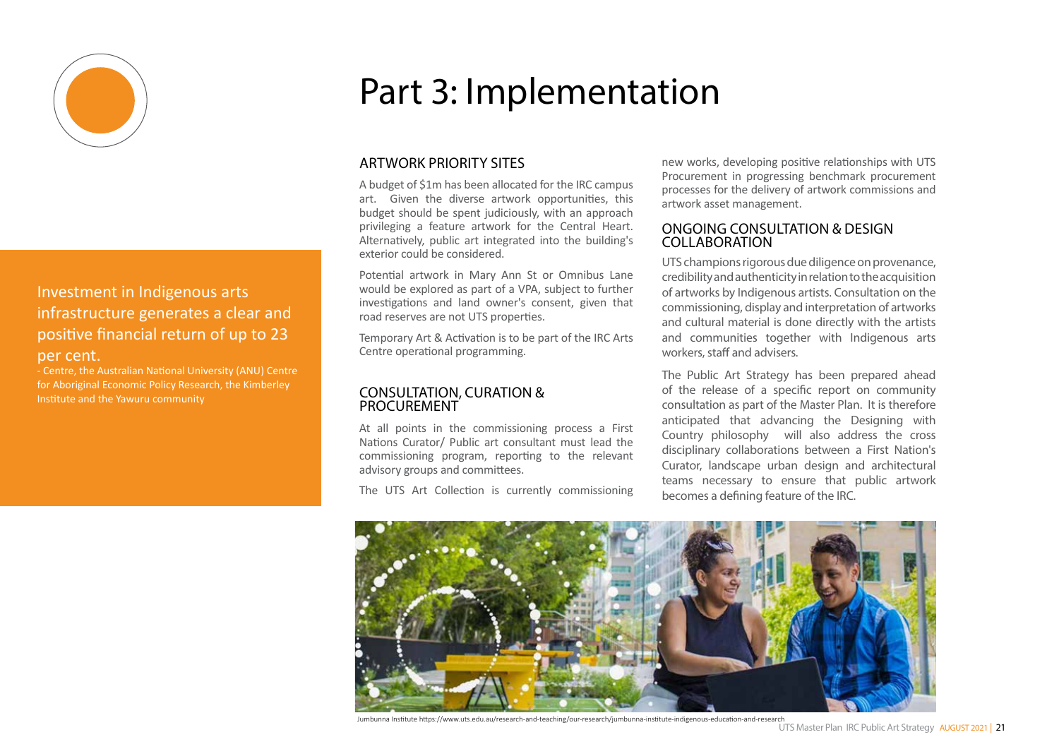# Part 3: Implementation

Investment in Indigenous arts infrastructure generates a clear and positive financial return of up to 23 per cent.
- Centre, the Australian National University (ANU) Centre for Aboriginal Economic Policy Research, the Kimberley Institute and the Yawuru community

## ARTWORK PRIORITY SITES

A budget of $1m has been allocated for the IRC campus art. Given the diverse artwork opportunities, this budget should be spent judiciously, with an approach privileging a feature artwork for the Central Heart. Alternatively, public art integrated into the building's exterior could be considered.

Potential artwork in Mary Ann St or Omnibus Lane would be explored as part of a VPA, subject to further investigations and land owner's consent, given that road reserves are not UTS properties.

Temporary Art & Activation is to be part of the IRC Arts Centre operational programming.

## CONSULTATION, CURATION & PROCUREMENT

At all points in the commissioning process a First Nations Curator/ Public art consultant must lead the commissioning program, reporting to the relevant advisory groups and committees.

The UTS Art Collection is currently commissioning new works, developing positive relationships with UTS Procurement in progressing benchmark procurement processes for the delivery of artwork commissions and artwork asset management.

## ONGOING CONSULTATION & DESIGN COLLABORATION

UTS champions rigorous due diligence on provenance, credibility and authenticity in relation to the acquisition of artworks by Indigenous artists. Consultation on the commissioning, display and interpretation of artworks and cultural material is done directly with the artists and communities together with Indigenous arts workers, staff and advisers.

The Public Art Strategy has been prepared ahead of the release of a specific report on community consultation as part of the Master Plan. It is therefore anticipated that advancing the Designing with Country philosophy will also address the cross disciplinary collaborations between a First Nation's Curator, landscape urban design and architectural teams necessary to ensure that public artwork becomes a defining feature of the IRC.

Jumbunna Institute https://www.uts.edu.au/research-and-teaching/our-research/jumbunna-institute-indigenous-education-and-research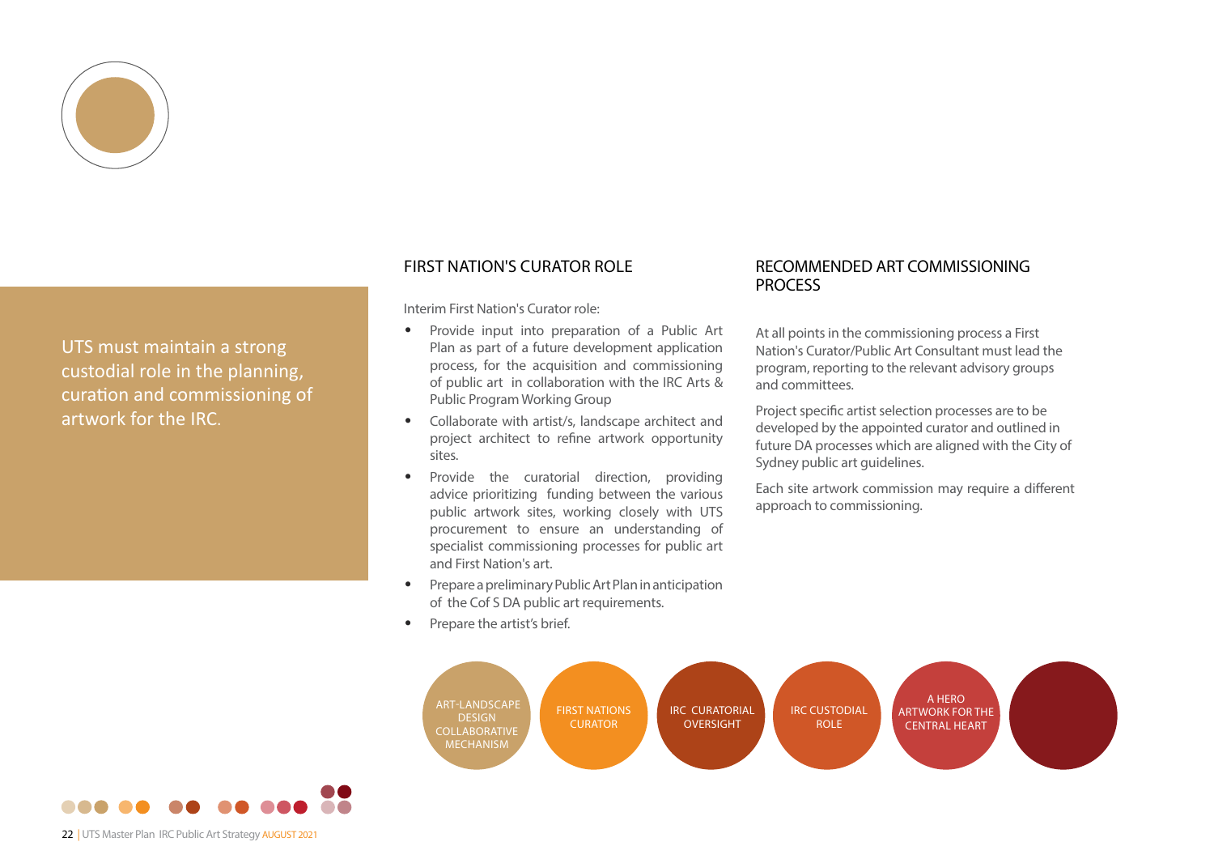UTS must maintain a strong custodial role in the planning, curation and commissioning of artwork for the IRC.

## FIRST NATION'S CURATOR ROLE

Interim First Nation's Curator role:

- Provide input into preparation of a Public Art Plan as part of a future development application process, for the acquisition and commissioning of public art in collaboration with the IRC Arts & Public Program Working Group
- Collaborate with artist/s, landscape architect and project architect to refine artwork opportunity sites.
- Provide the curatorial direction, providing advice prioritizing funding between the various public artwork sites, working closely with UTS procurement to ensure an understanding of specialist commissioning processes for public art and First Nation's art.
- Prepare a preliminary Public Art Plan in anticipation of the Cof S DA public art requirements.
- Prepare the artist's brief.

## RECOMMENDED ART COMMISSIONING PROCESS

At all points in the commissioning process a First Nation's Curator/Public Art Consultant must lead the program, reporting to the relevant advisory groups and committees.

Project specific artist selection processes are to be developed by the appointed curator and outlined in future DA processes which are aligned with the City of Sydney public art guidelines.

Each site artwork commission may require a different approach to commissioning.

ART-LANDSCAPE DESIGN COLLABORATIVE MECHANISM

FIRST NATIONS CURATOR

IRC CURATORIAL OVERSIGHT

IRC CUSTODIAL ROLE

A HERO ARTWORK FOR THE CENTRAL HEART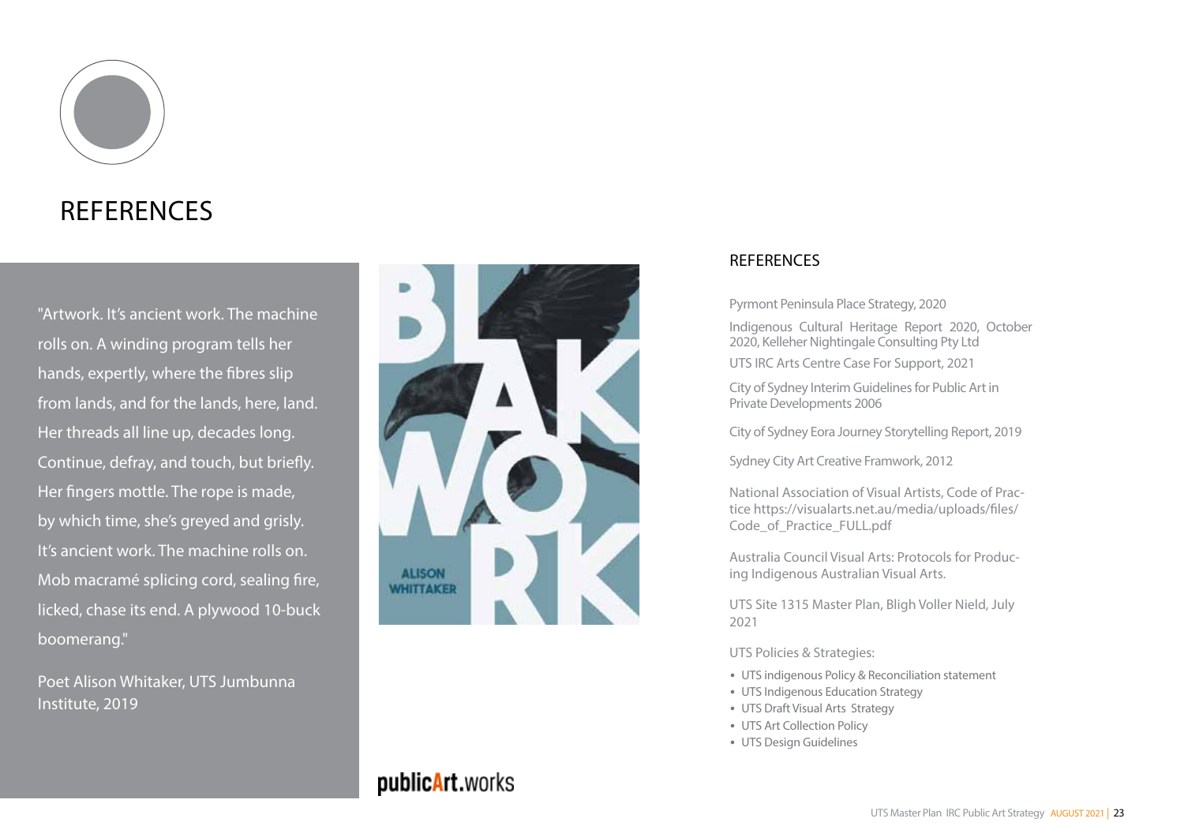# REFERENCES

"Artwork. It's ancient work. The machine rolls on. A winding program tells her hands, expertly, where the fibres slip from lands, and for the lands, here, land. Her threads all line up, decades long. Continue, defray, and touch, but briefly. Her fingers mottle. The rope is made, by which time, she's greyed and grisly. It's ancient work. The machine rolls on. Mob macramé splicing cord, sealing fire, licked, chase its end. A plywood 10-buck boomerang."

Poet Alison Whitaker, UTS Jumbunna Institute, 2019

publicArt.works

## REFERENCES

Pyrmont Peninsula Place Strategy, 2020

Indigenous Cultural Heritage Report 2020, October 2020, Kelleher Nightingale Consulting Pty Ltd

UTS IRC Arts Centre Case For Support, 2021

City of Sydney Interim Guidelines for Public Art in Private Developments 2006

City of Sydney Eora Journey Storytelling Report, 2019

Sydney City Art Creative Framwork, 2012

National Association of Visual Artists, Code of Practice https://visualarts.net.au/media/uploads/files/Code_of_Practice_FULL.pdf

Australia Council Visual Arts: Protocols for Producing Indigenous Australian Visual Arts.

UTS Site 1315 Master Plan, Bligh Voller Nield, July 2021

UTS Policies & Strategies:

- UTS indigenous Policy & Reconciliation statement
- UTS Indigenous Education Strategy
- UTS Draft Visual Arts Strategy
- UTS Art Collection Policy
- UTS Design Guidelines